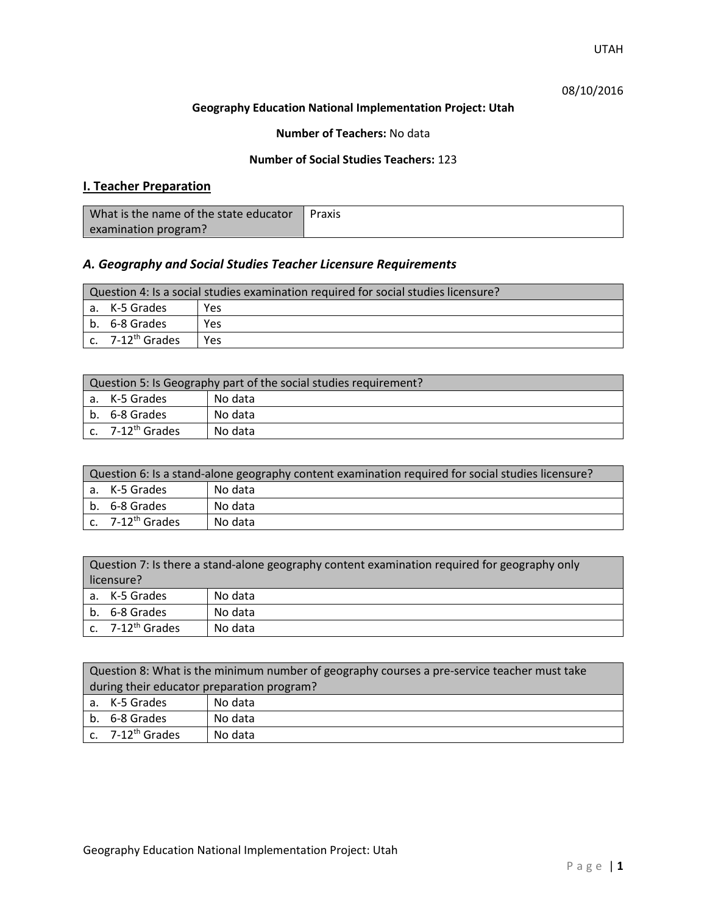UTAH

08/10/2016

**Geography Education National Implementation Project: Utah**

**Number of Teachers:** No data

**Number of Social Studies Teachers:** 123

## I. Teacher Preparation

| What is the name of the state educator examination program? | Praxis |
| --- | --- |

### *A. Geography and Social Studies Teacher Licensure Requirements*

| Question 4: Is a social studies examination required for social studies licensure? | |
| --- | --- |
| a. K-5 Grades | Yes |
| b. 6-8 Grades | Yes |
| c. 7-12th Grades | Yes |

| Question 5: Is Geography part of the social studies requirement? | |
| --- | --- |
| a. K-5 Grades | No data |
| b. 6-8 Grades | No data |
| c. 7-12th Grades | No data |

| Question 6: Is a stand-alone geography content examination required for social studies licensure? | |
| --- | --- |
| a. K-5 Grades | No data |
| b. 6-8 Grades | No data |
| c. 7-12th Grades | No data |

| Question 7: Is there a stand-alone geography content examination required for geography only licensure? | |
| --- | --- |
| a. K-5 Grades | No data |
| b. 6-8 Grades | No data |
| c. 7-12th Grades | No data |

| Question 8: What is the minimum number of geography courses a pre-service teacher must take during their educator preparation program? | |
| --- | --- |
| a. K-5 Grades | No data |
| b. 6-8 Grades | No data |
| c. 7-12th Grades | No data |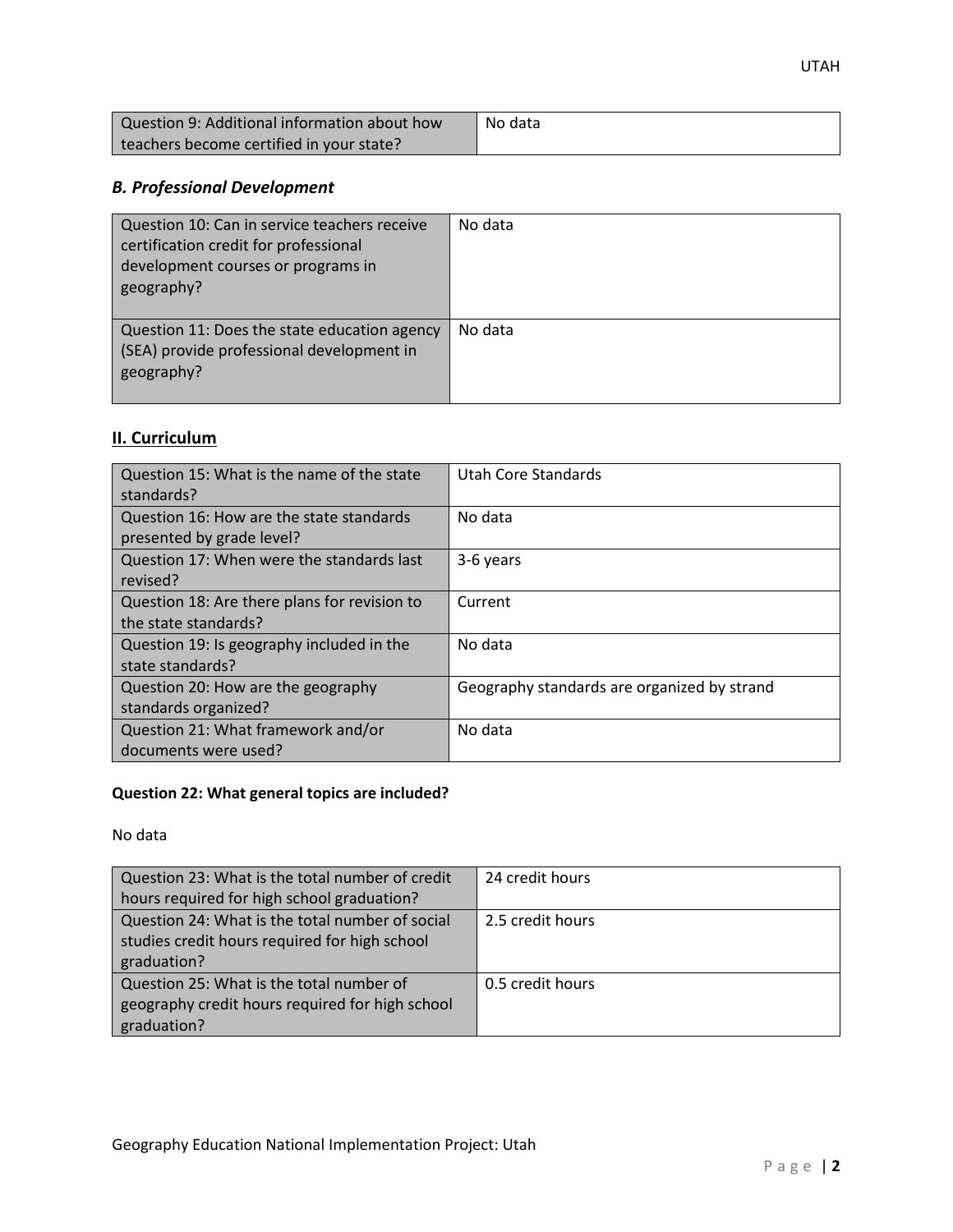| Question 9: Additional information about how teachers become certified in your state? | No data |
|---|---|

### *B. Professional Development*

| Question 10: Can in service teachers receive certification credit for professional development courses or programs in geography? | No data |
|---|---|
| Question 11: Does the state education agency (SEA) provide professional development in geography? | No data |

## II. Curriculum

| Question 15: What is the name of the state standards? | Utah Core Standards |
|---|---|
| Question 16: How are the state standards presented by grade level? | No data |
| Question 17: When were the standards last revised? | 3-6 years |
| Question 18: Are there plans for revision to the state standards? | Current |
| Question 19: Is geography included in the state standards? | No data |
| Question 20: How are the geography standards organized? | Geography standards are organized by strand |
| Question 21: What framework and/or documents were used? | No data |

**Question 22: What general topics are included?**

No data

| Question 23: What is the total number of credit hours required for high school graduation? | 24 credit hours |
|---|---|
| Question 24: What is the total number of social studies credit hours required for high school graduation? | 2.5 credit hours |
| Question 25: What is the total number of geography credit hours required for high school graduation? | 0.5 credit hours |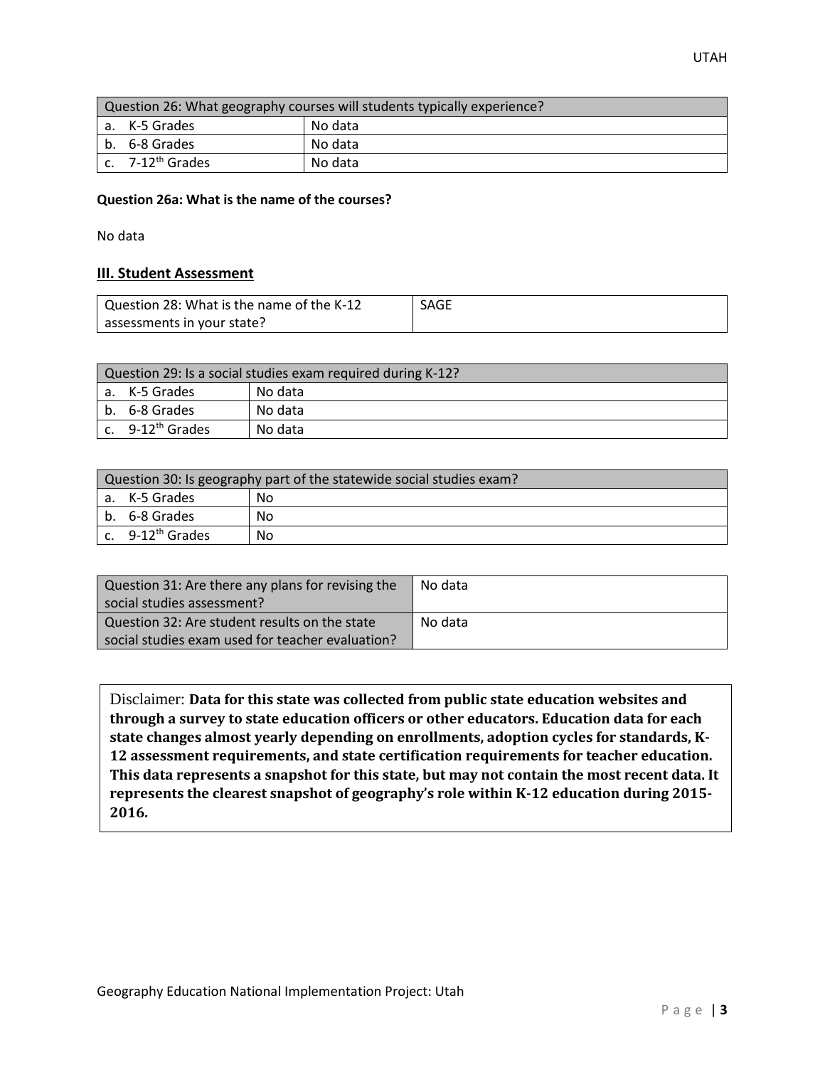| Question 26: What geography courses will students typically experience? | |
|---|---|
| a. K-5 Grades | No data |
| b. 6-8 Grades | No data |
| c. 7-12th Grades | No data |

**Question 26a: What is the name of the courses?**

No data

## III. Student Assessment

| | |
|---|---|
| Question 28: What is the name of the K-12 assessments in your state? | SAGE |

| Question 29: Is a social studies exam required during K-12? | |
|---|---|
| a. K-5 Grades | No data |
| b. 6-8 Grades | No data |
| c. 9-12th Grades | No data |

| Question 30: Is geography part of the statewide social studies exam? | |
|---|---|
| a. K-5 Grades | No |
| b. 6-8 Grades | No |
| c. 9-12th Grades | No |

| | |
|---|---|
| Question 31: Are there any plans for revising the social studies assessment? | No data |
| Question 32: Are student results on the state social studies exam used for teacher evaluation? | No data |

Disclaimer: **Data for this state was collected from public state education websites and through a survey to state education officers or other educators. Education data for each state changes almost yearly depending on enrollments, adoption cycles for standards, K-12 assessment requirements, and state certification requirements for teacher education. This data represents a snapshot for this state, but may not contain the most recent data. It represents the clearest snapshot of geography's role within K-12 education during 2015-2016.**